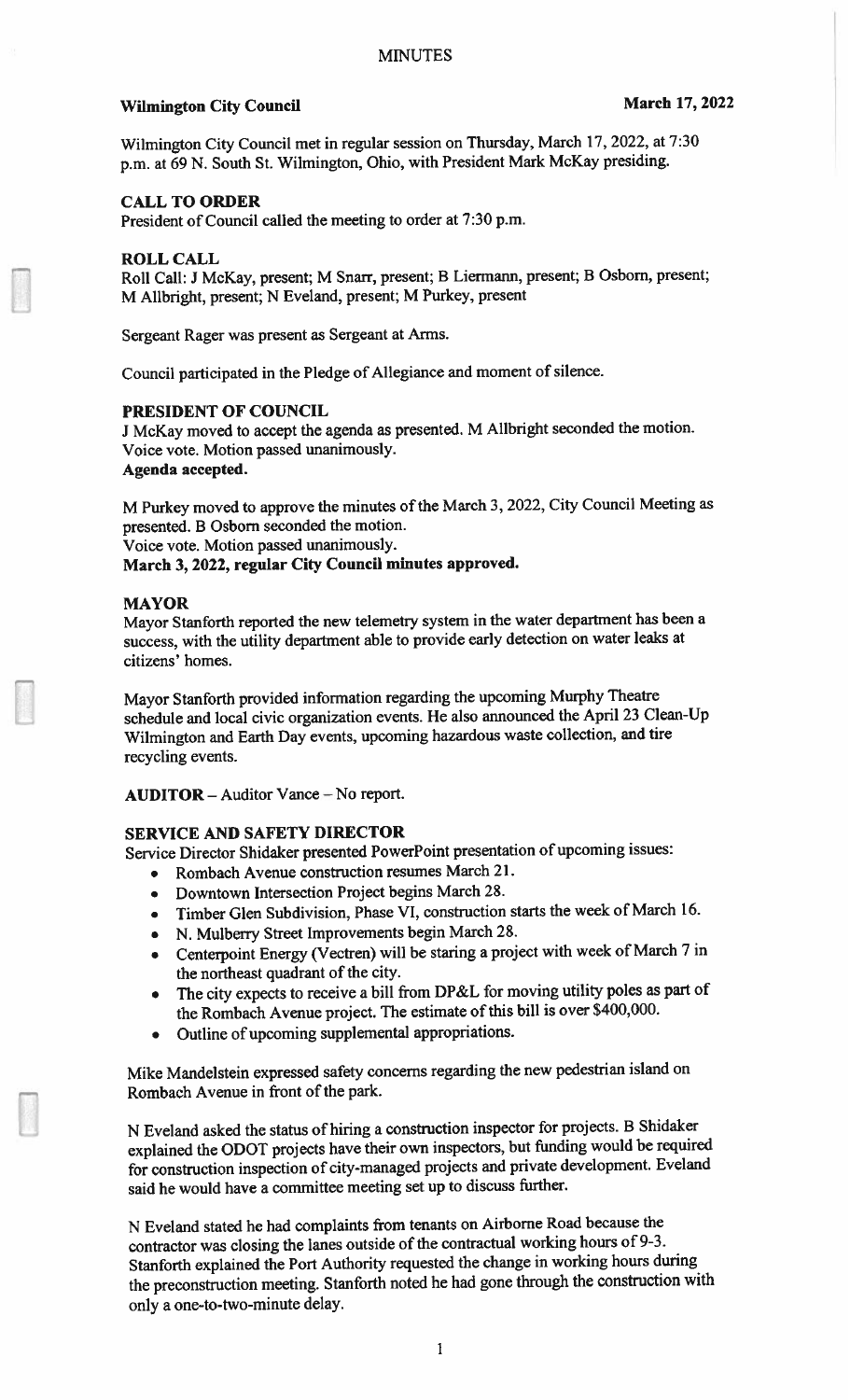# MINUTES

**Wilmington City Council** **March 17, 2022**

Wilmington City Council met in regular session on Thursday, March 17, 2022, at 7:30 p.m. at 69 N. South St. Wilmington, Ohio, with President Mark McKay presiding.

## CALL TO ORDER

President of Council called the meeting to order at 7:30 p.m.

## ROLL CALL

Roll Call: J McKay, present; M Snarr, present; B Liermann, present; B Osborn, present; M Allbright, present; N Eveland, present; M Purkey, present

Sergeant Rager was present as Sergeant at Arms.

Council participated in the Pledge of Allegiance and moment of silence.

## PRESIDENT OF COUNCIL

J McKay moved to accept the agenda as presented. M Allbright seconded the motion.
Voice vote. Motion passed unanimously.
**Agenda accepted.**

M Purkey moved to approve the minutes of the March 3, 2022, City Council Meeting as presented. B Osborn seconded the motion.
Voice vote. Motion passed unanimously.
**March 3, 2022, regular City Council minutes approved.**

## MAYOR

Mayor Stanforth reported the new telemetry system in the water department has been a success, with the utility department able to provide early detection on water leaks at citizens' homes.

Mayor Stanforth provided information regarding the upcoming Murphy Theatre schedule and local civic organization events. He also announced the April 23 Clean-Up Wilmington and Earth Day events, upcoming hazardous waste collection, and tire recycling events.

**AUDITOR** – Auditor Vance – No report.

## SERVICE AND SAFETY DIRECTOR

Service Director Shidaker presented PowerPoint presentation of upcoming issues:

- Rombach Avenue construction resumes March 21.
- Downtown Intersection Project begins March 28.
- Timber Glen Subdivision, Phase VI, construction starts the week of March 16.
- N. Mulberry Street Improvements begin March 28.
- Centerpoint Energy (Vectren) will be staring a project with week of March 7 in the northeast quadrant of the city.
- The city expects to receive a bill from DP&L for moving utility poles as part of the Rombach Avenue project. The estimate of this bill is over $400,000.
- Outline of upcoming supplemental appropriations.

Mike Mandelstein expressed safety concerns regarding the new pedestrian island on Rombach Avenue in front of the park.

N Eveland asked the status of hiring a construction inspector for projects. B Shidaker explained the ODOT projects have their own inspectors, but funding would be required for construction inspection of city-managed projects and private development. Eveland said he would have a committee meeting set up to discuss further.

N Eveland stated he had complaints from tenants on Airborne Road because the contractor was closing the lanes outside of the contractual working hours of 9-3. Stanforth explained the Port Authority requested the change in working hours during the preconstruction meeting. Stanforth noted he had gone through the construction with only a one-to-two-minute delay.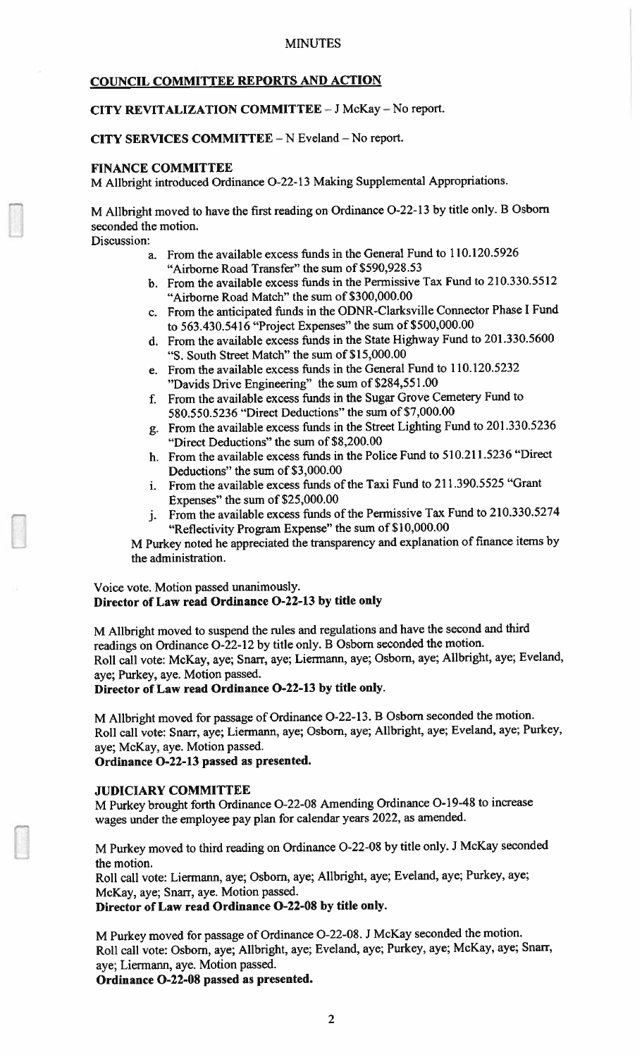# MINUTES

## COUNCIL COMMITTEE REPORTS AND ACTION

**CITY REVITALIZATION COMMITTEE** – J McKay – No report.

**CITY SERVICES COMMITTEE** – N Eveland – No report.

**FINANCE COMMITTEE**

M Allbright introduced Ordinance O-22-13 Making Supplemental Appropriations.

M Allbright moved to have the first reading on Ordinance O-22-13 by title only. B Osborn seconded the motion.

Discussion:

a. From the available excess funds in the General Fund to 110.120.5926 "Airborne Road Transfer" the sum of $590,928.53
b. From the available excess funds in the Permissive Tax Fund to 210.330.5512 "Airborne Road Match" the sum of $300,000.00
c. From the anticipated funds in the ODNR-Clarksville Connector Phase I Fund to 563.430.5416 "Project Expenses" the sum of $500,000.00
d. From the available excess funds in the State Highway Fund to 201.330.5600 "S. South Street Match" the sum of $15,000.00
e. From the available excess funds in the General Fund to 110.120.5232 "Davids Drive Engineering" the sum of $284,551.00
f. From the available excess funds in the Sugar Grove Cemetery Fund to 580.550.5236 "Direct Deductions" the sum of $7,000.00
g. From the available excess funds in the Street Lighting Fund to 201.330.5236 "Direct Deductions" the sum of $8,200.00
h. From the available excess funds in the Police Fund to 510.211.5236 "Direct Deductions" the sum of $3,000.00
i. From the available excess funds of the Taxi Fund to 211.390.5525 "Grant Expenses" the sum of $25,000.00
j. From the available excess funds of the Permissive Tax Fund to 210.330.5274 "Reflectivity Program Expense" the sum of $10,000.00

M Purkey noted he appreciated the transparency and explanation of finance items by the administration.

Voice vote. Motion passed unanimously.

**Director of Law read Ordinance O-22-13 by title only**

M Allbright moved to suspend the rules and regulations and have the second and third readings on Ordinance O-22-12 by title only. B Osborn seconded the motion.
Roll call vote: McKay, aye; Snarr, aye; Liermann, aye; Osborn, aye; Allbright, aye; Eveland, aye; Purkey, aye. Motion passed.

**Director of Law read Ordinance O-22-13 by title only.**

M Allbright moved for passage of Ordinance O-22-13. B Osborn seconded the motion.
Roll call vote: Snarr, aye; Liermann, aye; Osborn, aye; Allbright, aye; Eveland, aye; Purkey, aye; McKay, aye. Motion passed.

**Ordinance O-22-13 passed as presented.**

**JUDICIARY COMMITTEE**

M Purkey brought forth Ordinance O-22-08 Amending Ordinance O-19-48 to increase wages under the employee pay plan for calendar years 2022, as amended.

M Purkey moved to third reading on Ordinance O-22-08 by title only. J McKay seconded the motion.
Roll call vote: Liermann, aye; Osborn, aye; Allbright, aye; Eveland, aye; Purkey, aye; McKay, aye; Snarr, aye. Motion passed.

**Director of Law read Ordinance O-22-08 by title only.**

M Purkey moved for passage of Ordinance O-22-08. J McKay seconded the motion.
Roll call vote: Osborn, aye; Allbright, aye; Eveland, aye; Purkey, aye; McKay, aye; Snarr, aye; Liermann, aye. Motion passed.

**Ordinance O-22-08 passed as presented.**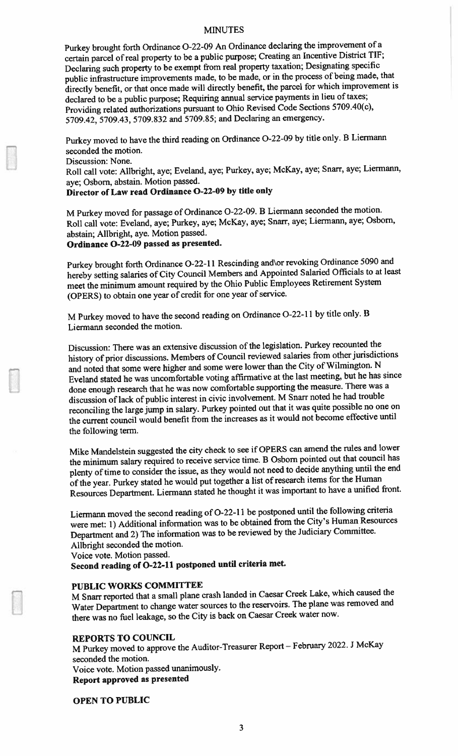# MINUTES

Purkey brought forth Ordinance O-22-09 An Ordinance declaring the improvement of a certain parcel of real property to be a public purpose; Creating an Incentive District TIF; Declaring such property to be exempt from real property taxation; Designating specific public infrastructure improvements made, to be made, or in the process of being made, that directly benefit, or that once made will directly benefit, the parcel for which improvement is declared to be a public purpose; Requiring annual service payments in lieu of taxes; Providing related authorizations pursuant to Ohio Revised Code Sections 5709.40(c), 5709.42, 5709.43, 5709.832 and 5709.85; and Declaring an emergency.

Purkey moved to have the third reading on Ordinance O-22-09 by title only. B Liermann seconded the motion.
Discussion: None.
Roll call vote: Allbright, aye; Eveland, aye; Purkey, aye; McKay, aye; Snarr, aye; Liermann, aye; Osborn, abstain. Motion passed.
**Director of Law read Ordinance O-22-09 by title only**

M Purkey moved for passage of Ordinance O-22-09. B Liermann seconded the motion. Roll call vote: Eveland, aye; Purkey, aye; McKay, aye; Snarr, aye; Liermann, aye; Osborn, abstain; Allbright, aye. Motion passed.
**Ordinance O-22-09 passed as presented.**

Purkey brought forth Ordinance O-22-11 Rescinding and\or revoking Ordinance 5090 and hereby setting salaries of City Council Members and Appointed Salaried Officials to at least meet the minimum amount required by the Ohio Public Employees Retirement System (OPERS) to obtain one year of credit for one year of service.

M Purkey moved to have the second reading on Ordinance O-22-11 by title only. B Liermann seconded the motion.

Discussion: There was an extensive discussion of the legislation. Purkey recounted the history of prior discussions. Members of Council reviewed salaries from other jurisdictions and noted that some were higher and some were lower than the City of Wilmington. N Eveland stated he was uncomfortable voting affirmative at the last meeting, but he has since done enough research that he was now comfortable supporting the measure. There was a discussion of lack of public interest in civic involvement. M Snarr noted he had trouble reconciling the large jump in salary. Purkey pointed out that it was quite possible no one on the current council would benefit from the increases as it would not become effective until the following term.

Mike Mandelstein suggested the city check to see if OPERS can amend the rules and lower the minimum salary required to receive service time. B Osborn pointed out that council has plenty of time to consider the issue, as they would not need to decide anything until the end of the year. Purkey stated he would put together a list of research items for the Human Resources Department. Liermann stated he thought it was important to have a unified front.

Liermann moved the second reading of O-22-11 be postponed until the following criteria were met: 1) Additional information was to be obtained from the City's Human Resources Department and 2) The information was to be reviewed by the Judiciary Committee. Allbright seconded the motion.
Voice vote. Motion passed.
**Second reading of O-22-11 postponed until criteria met.**

## PUBLIC WORKS COMMITTEE

M Snarr reported that a small plane crash landed in Caesar Creek Lake, which caused the Water Department to change water sources to the reservoirs. The plane was removed and there was no fuel leakage, so the City is back on Caesar Creek water now.

## REPORTS TO COUNCIL

M Purkey moved to approve the Auditor-Treasurer Report – February 2022. J McKay seconded the motion.
Voice vote. Motion passed unanimously.
**Report approved as presented**

## OPEN TO PUBLIC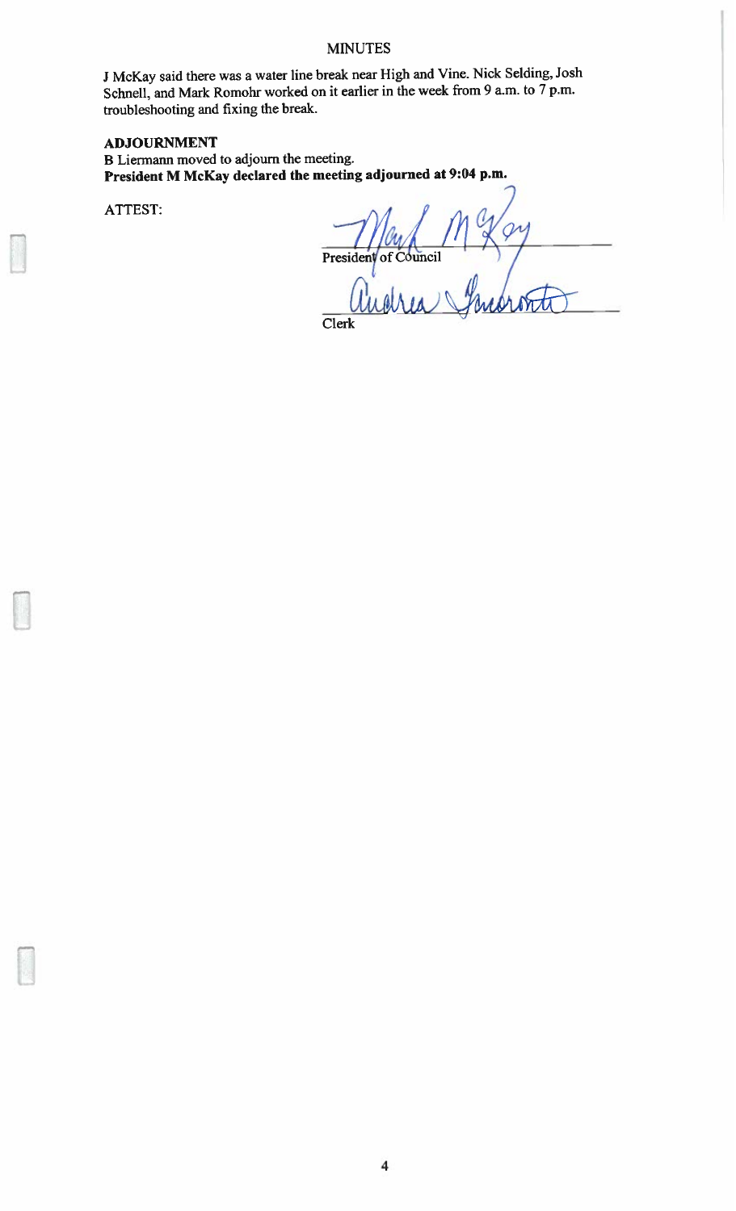J McKay said there was a water line break near High and Vine. Nick Selding, Josh Schnell, and Mark Romohr worked on it earlier in the week from 9 a.m. to 7 p.m. troubleshooting and fixing the break.

**ADJOURNMENT**

B Liermann moved to adjourn the meeting.

**President M McKay declared the meeting adjourned at 9:04 p.m.**

ATTEST:

President of Council

Clerk